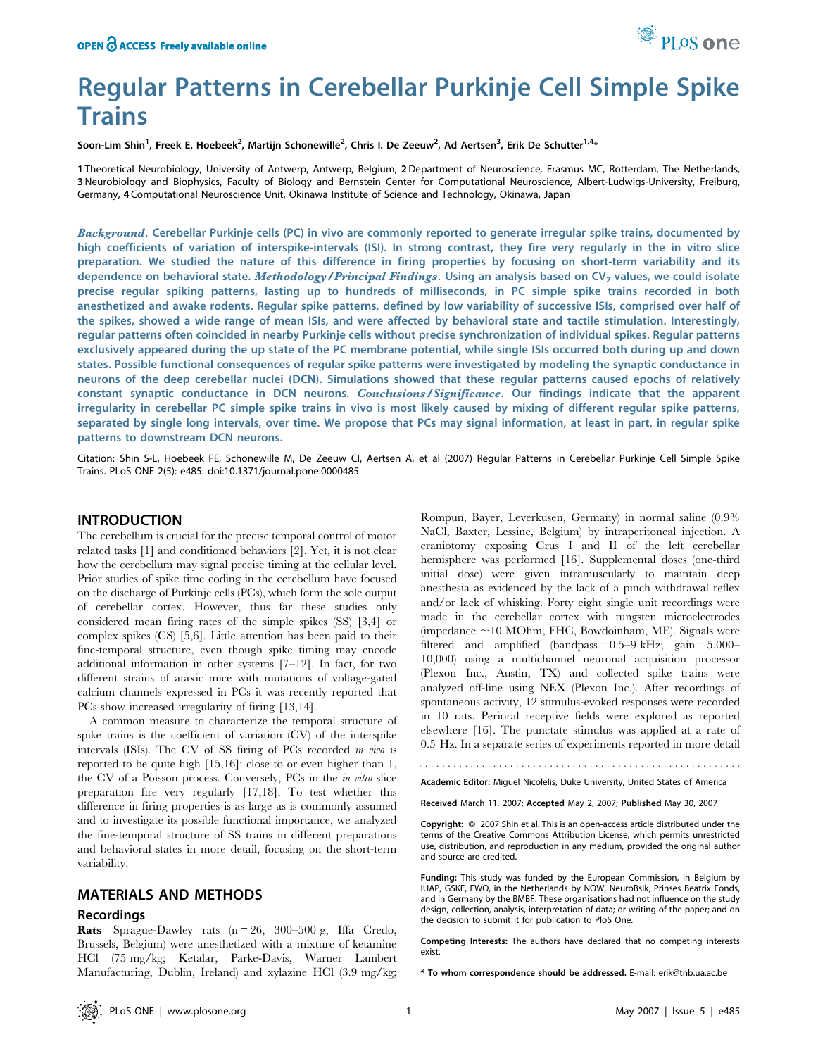# Regular Patterns in Cerebellar Purkinje Cell Simple Spike Trains

**Soon-Lim Shin[1], Freek E. Hoebeek[2], Martijn Schonewille[2], Chris I. De Zeeuw[2], Ad Aertsen[3], Erik De Schutter[1,4]***

**1** Theoretical Neurobiology, University of Antwerp, Antwerp, Belgium, **2** Department of Neuroscience, Erasmus MC, Rotterdam, The Netherlands, **3** Neurobiology and Biophysics, Faculty of Biology and Bernstein Center for Computational Neuroscience, Albert-Ludwigs-University, Freiburg, Germany, **4** Computational Neuroscience Unit, Okinawa Institute of Science and Technology, Okinawa, Japan

***Background.*** **Cerebellar Purkinje cells (PC) in vivo are commonly reported to generate irregular spike trains, documented by high coefficients of variation of interspike-intervals (ISI). In strong contrast, they fire very regularly in the in vitro slice preparation. We studied the nature of this difference in firing properties by focusing on short-term variability and its dependence on behavioral state.** ***Methodology/Principal Findings.*** **Using an analysis based on $CV_2$ values, we could isolate precise regular spiking patterns, lasting up to hundreds of milliseconds, in PC simple spike trains recorded in both anesthetized and awake rodents. Regular spike patterns, defined by low variability of successive ISIs, comprised over half of the spikes, showed a wide range of mean ISIs, and were affected by behavioral state and tactile stimulation. Interestingly, regular patterns often coincided in nearby Purkinje cells without precise synchronization of individual spikes. Regular patterns exclusively appeared during the up state of the PC membrane potential, while single ISIs occurred both during up and down states. Possible functional consequences of regular spike patterns were investigated by modeling the synaptic conductance in neurons of the deep cerebellar nuclei (DCN). Simulations showed that these regular patterns caused epochs of relatively constant synaptic conductance in DCN neurons.** ***Conclusions/Significance.*** **Our findings indicate that the apparent irregularity in cerebellar PC simple spike trains in vivo is most likely caused by mixing of different regular spike patterns, separated by single long intervals, over time. We propose that PCs may signal information, at least in part, in regular spike patterns to downstream DCN neurons.**

Citation: Shin S-L, Hoebeek FE, Schonewille M, De Zeeuw CI, Aertsen A, et al (2007) Regular Patterns in Cerebellar Purkinje Cell Simple Spike Trains. PLoS ONE 2(5): e485. doi:10.1371/journal.pone.0000485

## INTRODUCTION

The cerebellum is crucial for the precise temporal control of motor related tasks [1] and conditioned behaviors [2]. Yet, it is not clear how the cerebellum may signal precise timing at the cellular level. Prior studies of spike time coding in the cerebellum have focused on the discharge of Purkinje cells (PCs), which form the sole output of cerebellar cortex. However, thus far these studies only considered mean firing rates of the simple spikes (SS) [3,4] or complex spikes (CS) [5,6]. Little attention has been paid to their fine-temporal structure, even though spike timing may encode additional information in other systems [7–12]. In fact, for two different strains of ataxic mice with mutations of voltage-gated calcium channels expressed in PCs it was recently reported that PCs show increased irregularity of firing [13,14].

A common measure to characterize the temporal structure of spike trains is the coefficient of variation (CV) of the interspike intervals (ISIs). The CV of SS firing of PCs recorded *in vivo* is reported to be quite high [15,16]: close to or even higher than 1, the CV of a Poisson process. Conversely, PCs in the *in vitro* slice preparation fire very regularly [17,18]. To test whether this difference in firing properties is as large as is commonly assumed and to investigate its possible functional importance, we analyzed the fine-temporal structure of SS trains in different preparations and behavioral states in more detail, focusing on the short-term variability.

## MATERIALS AND METHODS

### Recordings

**Rats** Sprague-Dawley rats (n = 26, 300–500 g, Iffa Credo, Brussels, Belgium) were anesthetized with a mixture of ketamine HCl (75 mg/kg; Ketalar, Parke-Davis, Warner Lambert Manufacturing, Dublin, Ireland) and xylazine HCl (3.9 mg/kg; Rompun, Bayer, Leverkusen, Germany) in normal saline (0.9% NaCl, Baxter, Lessine, Belgium) by intraperitoneal injection. A craniotomy exposing Crus I and II of the left cerebellar hemisphere was performed [16]. Supplemental doses (one-third initial dose) were given intramuscularly to maintain deep anesthesia as evidenced by the lack of a pinch withdrawal reflex and/or lack of whisking. Forty eight single unit recordings were made in the cerebellar cortex with tungsten microelectrodes (impedance ~10 MOhm, FHC, Bowdoinham, ME). Signals were filtered and amplified (bandpass = 0.5–9 kHz; gain = 5,000–10,000) using a multichannel neuronal acquisition processor (Plexon Inc., Austin, TX) and collected spike trains were analyzed off-line using NEX (Plexon Inc.). After recordings of spontaneous activity, 12 stimulus-evoked responses were recorded in 10 rats. Perioral receptive fields were explored as reported elsewhere [16]. The punctate stimulus was applied at a rate of 0.5 Hz. In a separate series of experiments reported in more detail

---

**Academic Editor:** Miguel Nicolelis, Duke University, United States of America

**Received** March 11, 2007; **Accepted** May 2, 2007; **Published** May 30, 2007

**Copyright:** © 2007 Shin et al. This is an open-access article distributed under the terms of the Creative Commons Attribution License, which permits unrestricted use, distribution, and reproduction in any medium, provided the original author and source are credited.

**Funding:** This study was funded by the European Commission, in Belgium by IUAP, GSKE, FWO, in the Netherlands by NOW, NeuroBsik, Prinses Beatrix Fonds, and in Germany by the BMBF. These organisations had not influence on the study design, collection, analysis, interpretation of data; or writing of the paper; and on the decision to submit it for publication to PloS One.

**Competing Interests:** The authors have declared that no competing interests exist.

**\* To whom correspondence should be addressed.** E-mail: erik@tnb.ua.ac.be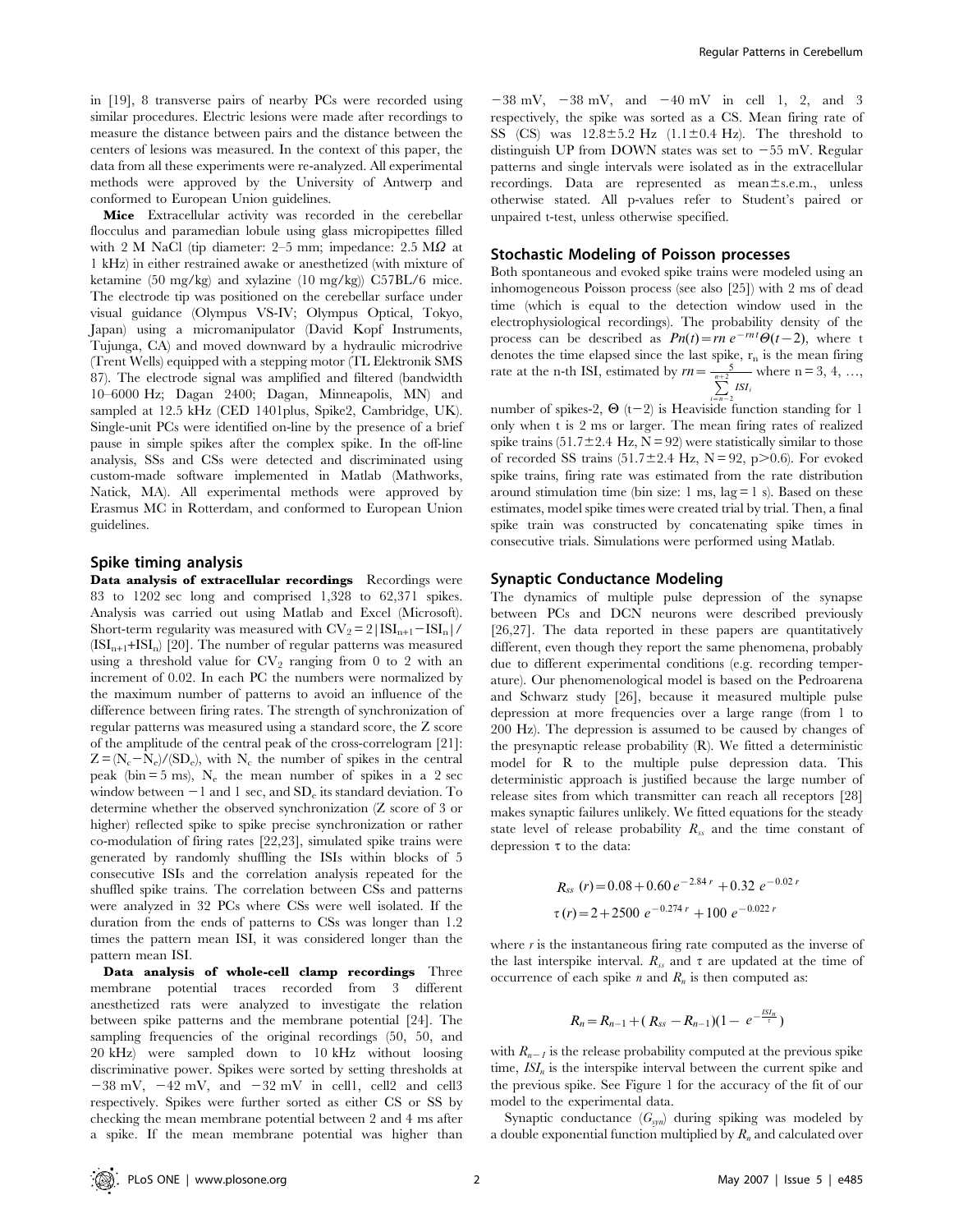in [19], 8 transverse pairs of nearby PCs were recorded using similar procedures. Electric lesions were made after recordings to measure the distance between pairs and the distance between the centers of lesions was measured. In the context of this paper, the data from all these experiments were re-analyzed. All experimental methods were approved by the University of Antwerp and conformed to European Union guidelines.

**Mice** Extracellular activity was recorded in the cerebellar flocculus and paramedian lobule using glass micropipettes filled with 2 M NaCl (tip diameter: 2–5 mm; impedance: 2.5 MΩ at 1 kHz) in either restrained awake or anesthetized (with mixture of ketamine (50 mg/kg) and xylazine (10 mg/kg)) C57BL/6 mice. The electrode tip was positioned on the cerebellar surface under visual guidance (Olympus VS-IV; Olympus Optical, Tokyo, Japan) using a micromanipulator (David Kopf Instruments, Tujunga, CA) and moved downward by a hydraulic microdrive (Trent Wells) equipped with a stepping motor (TL Elektronik SMS 87). The electrode signal was amplified and filtered (bandwidth 10–6000 Hz; Dagan 2400; Dagan, Minneapolis, MN) and sampled at 12.5 kHz (CED 1401plus, Spike2, Cambridge, UK). Single-unit PCs were identified on-line by the presence of a brief pause in simple spikes after the complex spike. In the off-line analysis, SSs and CSs were detected and discriminated using custom-made software implemented in Matlab (Mathworks, Natick, MA). All experimental methods were approved by Erasmus MC in Rotterdam, and conformed to European Union guidelines.

## Spike timing analysis

**Data analysis of extracellular recordings** Recordings were 83 to 1202 sec long and comprised 1,328 to 62,371 spikes. Analysis was carried out using Matlab and Excel (Microsoft). Short-term regularity was measured with $CV_2 = 2|ISI_{n+1} - ISI_n| / (ISI_{n+1} + ISI_n)$ [20]. The number of regular patterns was measured using a threshold value for $CV_2$ ranging from 0 to 2 with an increment of 0.02. In each PC the numbers were normalized by the maximum number of patterns to avoid an influence of the difference between firing rates. The strength of synchronization of regular patterns was measured using a standard score, the Z score of the amplitude of the central peak of the cross-correlogram [21]: $Z = (N_c - \bar{N}_c)/(SD_c)$, with $N_c$ the number of spikes in the central peak (bin = 5 ms), $\bar{N}_c$ the mean number of spikes in a 2 sec window between −1 and 1 sec, and $SD_c$ its standard deviation. To determine whether the observed synchronization (Z score of 3 or higher) reflected spike to spike precise synchronization or rather co-modulation of firing rates [22,23], simulated spike trains were generated by randomly shuffling the ISIs within blocks of 5 consecutive ISIs and the correlation analysis repeated for the shuffled spike trains. The correlation between CSs and patterns were analyzed in 32 PCs where CSs were well isolated. If the duration from the ends of patterns to CSs was longer than 1.2 times the pattern mean ISI, it was considered longer than the pattern mean ISI.

**Data analysis of whole-cell clamp recordings** Three membrane potential traces recorded from 3 different anesthetized rats were analyzed to investigate the relation between spike patterns and the membrane potential [24]. The sampling frequencies of the original recordings (50, 50, and 20 kHz) were sampled down to 10 kHz without loosing discriminative power. Spikes were sorted by setting thresholds at −38 mV, −42 mV, and −32 mV in cell1, cell2 and cell3 respectively. Spikes were further sorted as either CS or SS by checking the mean membrane potential between 2 and 4 ms after a spike. If the mean membrane potential was higher than −38 mV, −38 mV, and −40 mV in cell 1, 2, and 3 respectively, the spike was sorted as a CS. Mean firing rate of SS (CS) was 12.8±5.2 Hz (1.1±0.4 Hz). The threshold to distinguish UP from DOWN states was set to −55 mV. Regular patterns and single intervals were isolated as in the extracellular recordings. Data are represented as mean±s.e.m., unless otherwise stated. All p-values refer to Student's paired or unpaired t-test, unless otherwise specified.

## Stochastic Modeling of Poisson processes

Both spontaneous and evoked spike trains were modeled using an inhomogeneous Poisson process (see also [25]) with 2 ms of dead time (which is equal to the detection window used in the electrophysiological recordings). The probability density of the process can be described as $Pn(t) = rn\, e^{-rnt}\Theta(t-2)$, where t denotes the time elapsed since the last spike, $r_n$ is the mean firing rate at the n-th ISI, estimated by $rn = \frac{5}{\sum_{i=n-2}^{n+2} ISI_i}$ where n = 3, 4, …, number of spikes-2, Θ (t−2) is Heaviside function standing for 1 only when t is 2 ms or larger. The mean firing rates of realized spike trains (51.7±2.4 Hz, N = 92) were statistically similar to those of recorded SS trains (51.7±2.4 Hz, N = 92, p>0.6). For evoked spike trains, firing rate was estimated from the rate distribution around stimulation time (bin size: 1 ms, lag = 1 s). Based on these estimates, model spike times were created trial by trial. Then, a final spike train was constructed by concatenating spike times in consecutive trials. Simulations were performed using Matlab.

## Synaptic Conductance Modeling

The dynamics of multiple pulse depression of the synapse between PCs and DCN neurons were described previously [26,27]. The data reported in these papers are quantitatively different, even though they report the same phenomena, probably due to different experimental conditions (e.g. recording temperature). Our phenomenological model is based on the Pedroarena and Schwarz study [26], because it measured multiple pulse depression at more frequencies over a large range (from 1 to 200 Hz). The depression is assumed to be caused by changes of the presynaptic release probability (R). We fitted a deterministic model for R to the multiple pulse depression data. This deterministic approach is justified because the large number of release sites from which transmitter can reach all receptors [28] makes synaptic failures unlikely. We fitted equations for the steady state level of release probability $R_{ss}$ and the time constant of depression τ to the data:

$$R_{ss}(r) = 0.08 + 0.60\, e^{-2.84\, r} + 0.32\, e^{-0.02\, r}$$

$$\tau(r) = 2 + 2500\, e^{-0.274\, r} + 100\, e^{-0.022\, r}$$

where *r* is the instantaneous firing rate computed as the inverse of the last interspike interval. $R_{ss}$ and τ are updated at the time of occurrence of each spike *n* and $R_n$ is then computed as:

$$R_n = R_{n-1} + (R_{ss} - R_{n-1})(1 - e^{-\frac{ISI_n}{\tau}})$$

with $R_{n-1}$ is the release probability computed at the previous spike time, $ISI_n$ is the interspike interval between the current spike and the previous spike. See Figure 1 for the accuracy of the fit of our model to the experimental data.

Synaptic conductance ($G_{syn}$) during spiking was modeled by a double exponential function multiplied by $R_n$ and calculated over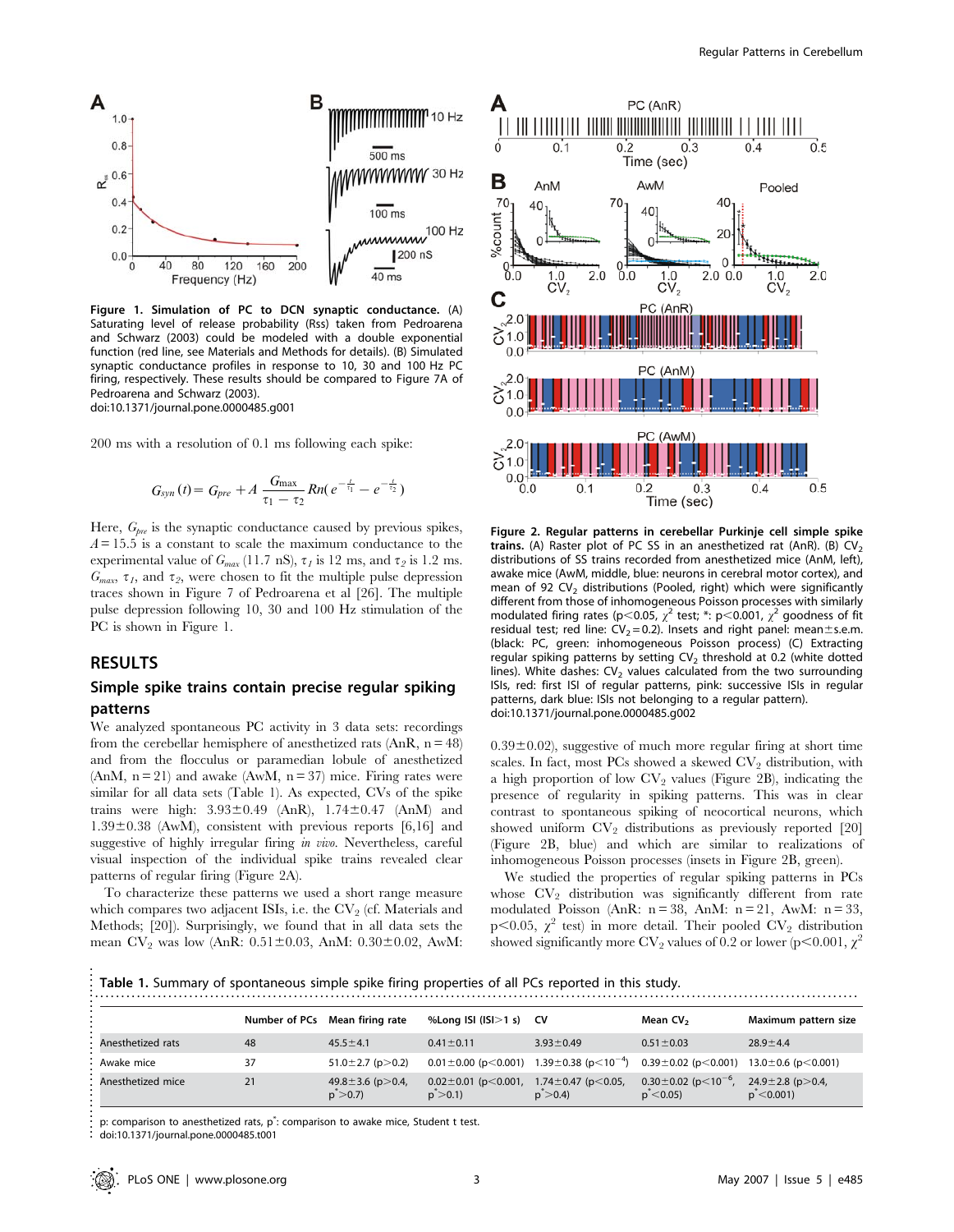**Figure 1. Simulation of PC to DCN synaptic conductance.** (A) Saturating level of release probability (Rss) taken from Pedroarena and Schwarz (2003) could be modeled with a double exponential function (red line, see Materials and Methods for details). (B) Simulated synaptic conductance profiles in response to 10, 30 and 100 Hz PC firing, respectively. These results should be compared to Figure 7A of Pedroarena and Schwarz (2003).
doi:10.1371/journal.pone.0000485.g001

200 ms with a resolution of 0.1 ms following each spike:

$$G_{syn}(t) = G_{pre} + A\,\frac{G_{\max}}{\tau_1 - \tau_2}\,Rn\left(e^{-\frac{t}{\tau_1}} - e^{-\frac{t}{\tau_2}}\right)$$

Here, $G_{pre}$ is the synaptic conductance caused by previous spikes, $A = 15.5$ is a constant to scale the maximum conductance to the experimental value of $G_{max}$ (11.7 nS), $\tau_1$ is 12 ms, and $\tau_2$ is 1.2 ms. $G_{max}$, $\tau_1$, and $\tau_2$, were chosen to fit the multiple pulse depression traces shown in Figure 7 of Pedroarena et al [26]. The multiple pulse depression following 10, 30 and 100 Hz stimulation of the PC is shown in Figure 1.

## RESULTS

### Simple spike trains contain precise regular spiking patterns

We analyzed spontaneous PC activity in 3 data sets: recordings from the cerebellar hemisphere of anesthetized rats (AnR, n = 48) and from the flocculus or paramedian lobule of anesthetized (AnM, n = 21) and awake (AwM, n = 37) mice. Firing rates were similar for all data sets (Table 1). As expected, CVs of the spike trains were high: 3.93±0.49 (AnR), 1.74±0.47 (AnM) and 1.39±0.38 (AwM), consistent with previous reports [6,16] and suggestive of highly irregular firing *in vivo*. Nevertheless, careful visual inspection of the individual spike trains revealed clear patterns of regular firing (Figure 2A).

To characterize these patterns we used a short range measure which compares two adjacent ISIs, i.e. the $CV_2$ (cf. Materials and Methods; [20]). Surprisingly, we found that in all data sets the mean $CV_2$ was low (AnR: 0.51±0.03, AnM: 0.30±0.02, AwM: 0.39±0.02), suggestive of much more regular firing at short time scales. In fact, most PCs showed a skewed $CV_2$ distribution, with a high proportion of low $CV_2$ values (Figure 2B), indicating the presence of regularity in spiking patterns. This was in clear contrast to spontaneous spiking of neocortical neurons, which showed uniform $CV_2$ distributions as previously reported [20] (Figure 2B, blue) and which are similar to realizations of inhomogeneous Poisson processes (insets in Figure 2B, green).

We studied the properties of regular spiking patterns in PCs whose $CV_2$ distribution was significantly different from rate modulated Poisson (AnR: n = 38, AnM: n = 21, AwM: n = 33, $p<0.05$, $\chi^2$ test) in more detail. Their pooled $CV_2$ distribution showed significantly more $CV_2$ values of 0.2 or lower ($p<0.001$, $\chi^2$

**Figure 2. Regular patterns in cerebellar Purkinje cell simple spike trains.** (A) Raster plot of PC SS in an anesthetized rat (AnR). (B) $CV_2$ distributions of SS trains recorded from anesthetized mice (AnM, left), awake mice (AwM, middle, blue: neurons in cerebral motor cortex), and mean of 92 $CV_2$ distributions (Pooled, right) which were significantly different from those of inhomogeneous Poisson processes with similarly modulated firing rates ($p<0.05$, $\chi^2$ test; *: $p<0.001$, $\chi^2$ goodness of fit residual test; red line: $CV_2 = 0.2$). Insets and right panel: mean±s.e.m. (black: PC, green: inhomogeneous Poisson process) (C) Extracting regular spiking patterns by setting $CV_2$ threshold at 0.2 (white dotted lines). White dashes: $CV_2$ values calculated from the two surrounding ISIs, red: first ISI of regular patterns, pink: successive ISIs in regular patterns, dark blue: ISIs not belonging to a regular pattern).
doi:10.1371/journal.pone.0000485.g002

**Table 1.** Summary of spontaneous simple spike firing properties of all PCs reported in this study.

| | Number of PCs | Mean firing rate | %Long ISI (ISI>1 s) | CV | Mean $CV_2$ | Maximum pattern size |
|---|---|---|---|---|---|---|
| Anesthetized rats | 48 | 45.5±4.1 | 0.41±0.11 | 3.93±0.49 | 0.51±0.03 | 28.9±4.4 |
| Awake mice | 37 | 51.0±2.7 (p>0.2) | 0.01±0.00 (p<0.001) | 1.39±0.38 ($p<10^{-4}$) | 0.39±0.02 (p<0.001) | 13.0±0.6 (p<0.001) |
| Anesthetized mice | 21 | 49.8±3.6 (p>0.4, p*>0.7) | 0.02±0.01 (p<0.001, p*>0.1) | 1.74±0.47 (p<0.05, p*>0.4) | 0.30±0.02 ($p<10^{-6}$, p*<0.05) | 24.9±2.8 (p>0.4, p*<0.001) |

p: comparison to anesthetized rats, p*: comparison to awake mice, Student t test.
doi:10.1371/journal.pone.0000485.t001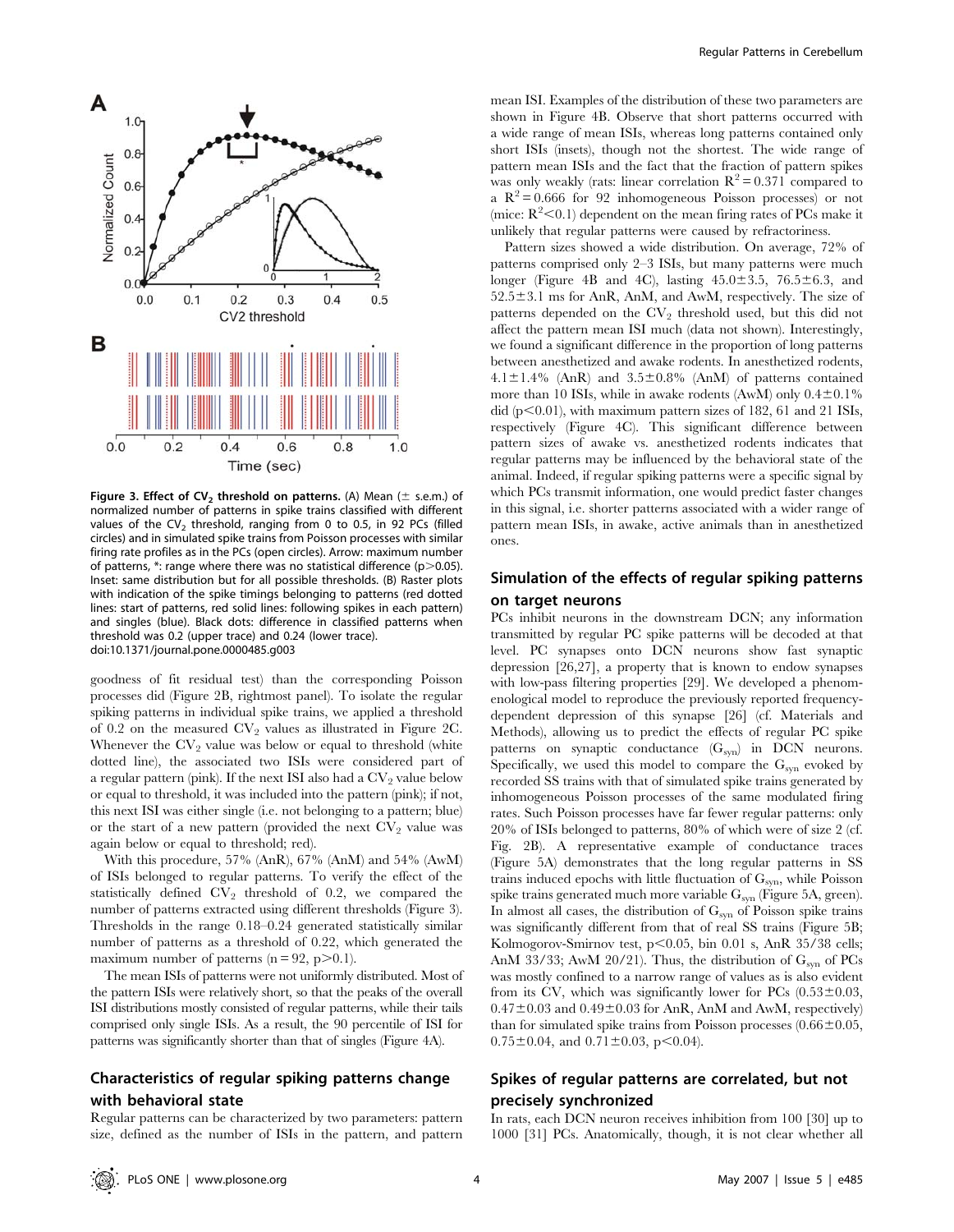**Figure 3. Effect of $CV_2$ threshold on patterns.** (A) Mean (± s.e.m.) of normalized number of patterns in spike trains classified with different values of the $CV_2$ threshold, ranging from 0 to 0.5, in 92 PCs (filled circles) and in simulated spike trains from Poisson processes with similar firing rate profiles as in the PCs (open circles). Arrow: maximum number of patterns, *: range where there was no statistical difference ($p > 0.05$). Inset: same distribution but for all possible thresholds. (B) Raster plots with indication of the spike timings belonging to patterns (red dotted lines: start of patterns, red solid lines: following spikes in each pattern) and singles (blue). Black dots: difference in classified patterns when threshold was 0.2 (upper trace) and 0.24 (lower trace).
doi:10.1371/journal.pone.0000485.g003

goodness of fit residual test) than the corresponding Poisson processes did (Figure 2B, rightmost panel). To isolate the regular spiking patterns in individual spike trains, we applied a threshold of 0.2 on the measured $CV_2$ values as illustrated in Figure 2C. Whenever the $CV_2$ value was below or equal to threshold (white dotted line), the associated two ISIs were considered part of a regular pattern (pink). If the next ISI also had a $CV_2$ value below or equal to threshold, it was included into the pattern (pink); if not, this next ISI was either single (i.e. not belonging to a pattern; blue) or the start of a new pattern (provided the next $CV_2$ value was again below or equal to threshold; red).

With this procedure, 57% (AnR), 67% (AnM) and 54% (AwM) of ISIs belonged to regular patterns. To verify the effect of the statistically defined $CV_2$ threshold of 0.2, we compared the number of patterns extracted using different thresholds (Figure 3). Thresholds in the range 0.18–0.24 generated statistically similar number of patterns as a threshold of 0.22, which generated the maximum number of patterns ($n = 92$, $p > 0.1$).

The mean ISIs of patterns were not uniformly distributed. Most of the pattern ISIs were relatively short, so that the peaks of the overall ISI distributions mostly consisted of regular patterns, while their tails comprised only single ISIs. As a result, the 90 percentile of ISI for patterns was significantly shorter than that of singles (Figure 4A).

## Characteristics of regular spiking patterns change with behavioral state

Regular patterns can be characterized by two parameters: pattern size, defined as the number of ISIs in the pattern, and pattern mean ISI. Examples of the distribution of these two parameters are shown in Figure 4B. Observe that short patterns occurred with a wide range of mean ISIs, whereas long patterns contained only short ISIs (insets), though not the shortest. The wide range of pattern mean ISIs and the fact that the fraction of pattern spikes was only weakly (rats: linear correlation $R^2 = 0.371$ compared to a $R^2 = 0.666$ for 92 inhomogeneous Poisson processes) or not (mice: $R^2 < 0.1$) dependent on the mean firing rates of PCs make it unlikely that regular patterns were caused by refractoriness.

Pattern sizes showed a wide distribution. On average, 72% of patterns comprised only 2–3 ISIs, but many patterns were much longer (Figure 4B and 4C), lasting 45.0±3.5, 76.5±6.3, and 52.5±3.1 ms for AnR, AnM, and AwM, respectively. The size of patterns depended on the $CV_2$ threshold used, but this did not affect the pattern mean ISI much (data not shown). Interestingly, we found a significant difference in the proportion of long patterns between anesthetized and awake rodents. In anesthetized rodents, 4.1±1.4% (AnR) and 3.5±0.8% (AnM) of patterns contained more than 10 ISIs, while in awake rodents (AwM) only 0.4±0.1% did ($p < 0.01$), with maximum pattern sizes of 182, 61 and 21 ISIs, respectively (Figure 4C). This significant difference between pattern sizes of awake vs. anesthetized rodents indicates that regular patterns may be influenced by the behavioral state of the animal. Indeed, if regular spiking patterns were a specific signal by which PCs transmit information, one would predict faster changes in this signal, i.e. shorter patterns associated with a wider range of pattern mean ISIs, in awake, active animals than in anesthetized ones.

## Simulation of the effects of regular spiking patterns on target neurons

PCs inhibit neurons in the downstream DCN; any information transmitted by regular PC spike patterns will be decoded at that level. PC synapses onto DCN neurons show fast synaptic depression [26,27], a property that is known to endow synapses with low-pass filtering properties [29]. We developed a phenomenological model to reproduce the previously reported frequency-dependent depression of this synapse [26] (cf. Materials and Methods), allowing us to predict the effects of regular PC spike patterns on synaptic conductance ($G_{syn}$) in DCN neurons. Specifically, we used this model to compare the $G_{syn}$ evoked by recorded SS trains with that of simulated spike trains generated by inhomogeneous Poisson processes of the same modulated firing rates. Such Poisson processes have far fewer regular patterns: only 20% of ISIs belonged to patterns, 80% of which were of size 2 (cf. Fig. 2B). A representative example of conductance traces (Figure 5A) demonstrates that the long regular patterns in SS trains induced epochs with little fluctuation of $G_{syn}$, while Poisson spike trains generated much more variable $G_{syn}$ (Figure 5A, green). In almost all cases, the distribution of $G_{syn}$ of Poisson spike trains was significantly different from that of real SS trains (Figure 5B; Kolmogorov-Smirnov test, $p < 0.05$, bin 0.01 s, AnR 35/38 cells; AnM 33/33; AwM 20/21). Thus, the distribution of $G_{syn}$ of PCs was mostly confined to a narrow range of values as is also evident from its CV, which was significantly lower for PCs (0.53±0.03, 0.47±0.03 and 0.49±0.03 for AnR, AnM and AwM, respectively) than for simulated spike trains from Poisson processes (0.66±0.05, 0.75±0.04, and 0.71±0.03, $p < 0.04$).

## Spikes of regular patterns are correlated, but not precisely synchronized

In rats, each DCN neuron receives inhibition from 100 [30] up to 1000 [31] PCs. Anatomically, though, it is not clear whether all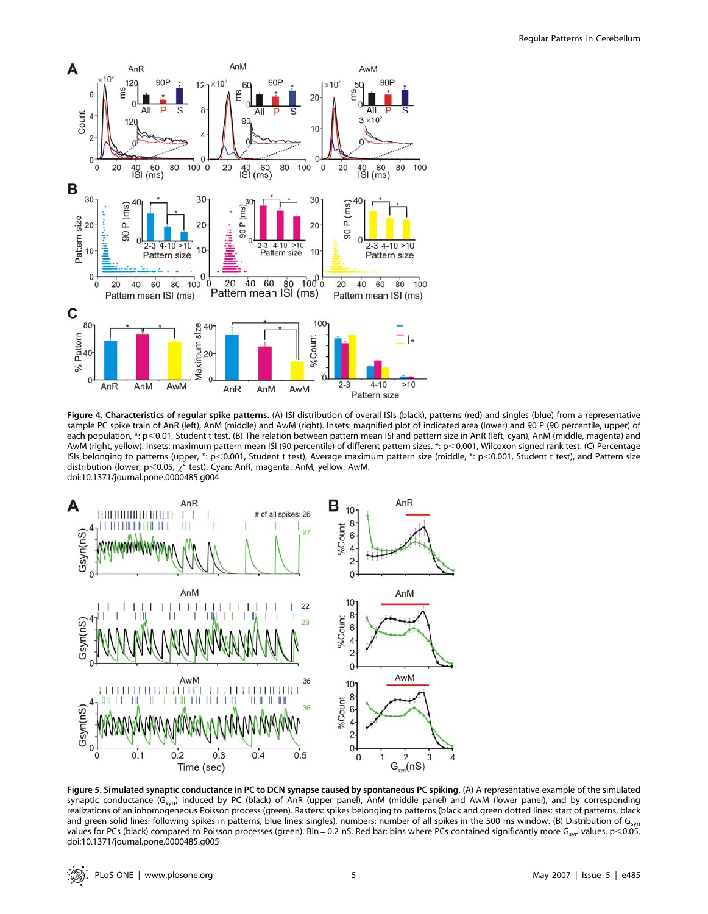**Figure 4. Characteristics of regular spike patterns.** (A) ISI distribution of overall ISIs (black), patterns (red) and singles (blue) from a representative sample PC spike train of AnR (left), AnM (middle) and AwM (right). Insets: magnified plot of indicated area (lower) and 90 P (90 percentile, upper) of each population, *: $p<0.01$, Student t test. (B) The relation between pattern mean ISI and pattern size in AnR (left, cyan), AnM (middle, magenta) and AwM (right, yellow). Insets: maximum pattern mean ISI (90 percentile) of different pattern sizes. *: $p<0.001$, Wilcoxon signed rank test. (C) Percentage ISIs belonging to patterns (upper, *: $p<0.001$, Student t test), Average maximum pattern size (middle, *: $p<0.001$, Student t test), and Pattern size distribution (lower, $p<0.05$, $\chi^2$ test). Cyan: AnR, magenta: AnM, yellow: AwM.
doi:10.1371/journal.pone.0000485.g004

**Figure 5. Simulated synaptic conductance in PC to DCN synapse caused by spontaneous PC spiking.** (A) A representative example of the simulated synaptic conductance ($G_{syn}$) induced by PC (black) of AnR (upper panel), AnM (middle panel) and AwM (lower panel), and by corresponding realizations of an inhomogeneous Poisson process (green). Rasters: spikes belonging to patterns (black and green dotted lines: start of patterns, black and green solid lines: following spikes in patterns, blue lines: singles), numbers: number of all spikes in the 500 ms window. (B) Distribution of $G_{syn}$ values for PCs (black) compared to Poisson processes (green). Bin = 0.2 nS. Red bar: bins where PCs contained significantly more $G_{syn}$ values. $p<0.05$.
doi:10.1371/journal.pone.0000485.g005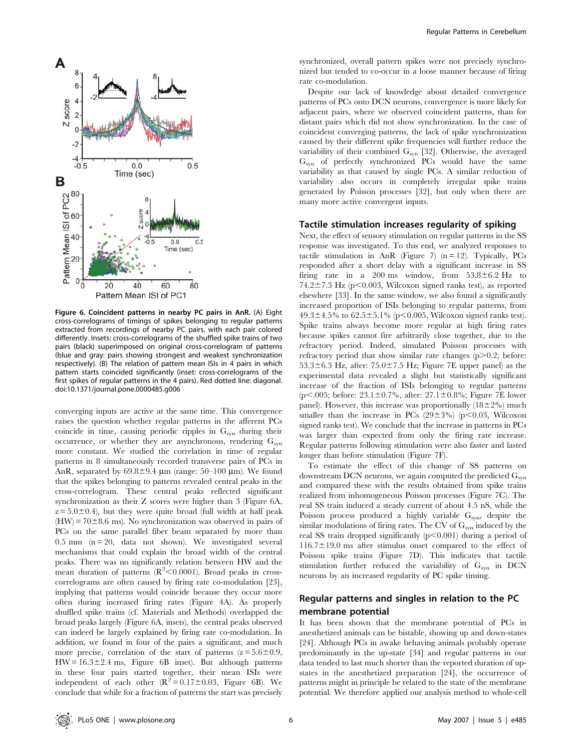**Figure 6. Coincident patterns in nearby PC pairs in AnR.** (A) Eight cross-correlograms of timings of spikes belonging to regular patterns extracted from recordings of nearby PC pairs, with each pair colored differently. Insets: cross-correlograms of the shuffled spike trains of two pairs (black) superimposed on original cross-correlogram of patterns (blue and gray: pairs showing strongest and weakest synchronization respectively). (B) The relation of pattern mean ISIs in 4 pairs in which pattern starts coincided significantly (inset: cross-correlograms of the first spikes of regular patterns in the 4 pairs). Red dotted line: diagonal. doi:10.1371/journal.pone.0000485.g006

converging inputs are active at the same time. This convergence raises the question whether regular patterns in the afferent PCs coincide in time, causing periodic ripples in $G_{syn}$ during their occurrence, or whether they are asynchronous, rendering $G_{syn}$ more constant. We studied the correlation in time of regular patterns in 8 simultaneously recorded transverse pairs of PCs in AnR, separated by 69.8±9.4 μm (range: 50–100 μm). We found that the spikes belonging to patterns revealed central peaks in the cross-correlogram. These central peaks reflected significant synchronization as their Z scores were higher than 3 (Figure 6A, $z = 5.0 \pm 0.4$), but they were quite broad (full width at half peak (HW) = 70±8.6 ms). No synchronization was observed in pairs of PCs on the same parallel fiber beam separated by more than 0.5 mm (n = 20, data not shown). We investigated several mechanisms that could explain the broad width of the central peaks. There was no significantly relation between HW and the mean duration of patterns ($R^2 < 0.0001$). Broad peaks in cross-correlograms are often caused by firing rate co-modulation [23], implying that patterns would coincide because they occur more often during increased firing rates (Figure 4A). As properly shuffled spike trains (cf. Materials and Methods) overlapped the broad peaks largely (Figure 6A, insets), the central peaks observed can indeed be largely explained by firing rate co-modulation. In addition, we found in four of the pairs a significant, and much more precise, correlation of the start of patterns ($z = 5.6 \pm 0.9$, HW = 16.3±2.4 ms, Figure 6B inset). But although patterns in these four pairs started together, their mean ISIs were independent of each other ($R^2 = 0.17 \pm 0.03$, Figure 6B). We conclude that while for a fraction of patterns the start was precisely synchronized, overall pattern spikes were not precisely synchronized but tended to co-occur in a loose manner because of firing rate co-modulation.

Despite our lack of knowledge about detailed convergence patterns of PCs onto DCN neurons, convergence is more likely for adjacent pairs, where we observed coincident patterns, than for distant pairs which did not show synchronization. In the case of coincident converging patterns, the lack of spike synchronization caused by their different spike frequencies will further reduce the variability of their combined $G_{syn}$ [32]. Otherwise, the averaged $G_{syn}$ of perfectly synchronized PCs would have the same variability as that caused by single PCs. A similar reduction of variability also occurs in completely irregular spike trains generated by Poisson processes [32], but only when there are many more active convergent inputs.

## Tactile stimulation increases regularity of spiking

Next, the effect of sensory stimulation on regular patterns in the SS response was investigated. To this end, we analyzed responses to tactile stimulation in AnR (Figure 7) (n = 12). Typically, PCs responded after a short delay with a significant increase in SS firing rate in a 200 ms window, from 53.8±6.2 Hz to 74.2±7.3 Hz ($p < 0.003$, Wilcoxon signed ranks test), as reported elsewhere [33]. In the same window, we also found a significantly increased proportion of ISIs belonging to regular patterns, from 49.3±4.5% to 62.5±5.1% ($p < 0.005$, Wilcoxon signed ranks test). Spike trains always become more regular at high firing rates because spikes cannot fire arbitrarily close together, due to the refractory period. Indeed, simulated Poisson processes with refractory period that show similar rate changes ($p > 0.2$; before: 53.3±6.3 Hz, after: 75.0±7.5 Hz; Figure 7E upper panel) as the experimental data revealed a slight but statistically significant increase of the fraction of ISIs belonging to regular patterns ($p < .005$; before: 23.1±0.7%, after: 27.1±0.8%; Figure 7E lower panel). However, this increase was proportionally (18±2%) much smaller than the increase in PCs (29±3%) ($p < 0.03$, Wilcoxon signed ranks test). We conclude that the increase in patterns in PCs was larger than expected from only the firing rate increase. Regular patterns following stimulation were also faster and lasted longer than before stimulation (Figure 7F).

To estimate the effect of this change of SS patterns on downstream DCN neurons, we again computed the predicted $G_{syn}$ and compared these with the results obtained from spike trains realized from inhomogeneous Poisson processes (Figure 7C). The real SS train induced a steady current of about 4.5 nS, while the Poisson process produced a highly variable $G_{syn}$, despite the similar modulations of firing rates. The CV of $G_{syn}$ induced by the real SS train dropped significantly ($p < 0.001$) during a period of 116.7±19.0 ms after stimulus onset compared to the effect of Poisson spike trains (Figure 7D). This indicates that tactile stimulation further reduced the variability of $G_{syn}$ in DCN neurons by an increased regularity of PC spike timing.

## Regular patterns and singles in relation to the PC membrane potential

It has been shown that the membrane potential of PCs in anesthetized animals can be bistable, showing up and down-states [24]. Although PCs in awake behaving animals probably operate predominantly in the up-state [34] and regular patterns in our data tended to last much shorter than the reported duration of up-states in the anesthetized preparation [24], the occurrence of patterns might in principle be related to the state of the membrane potential. We therefore applied our analysis method to whole-cell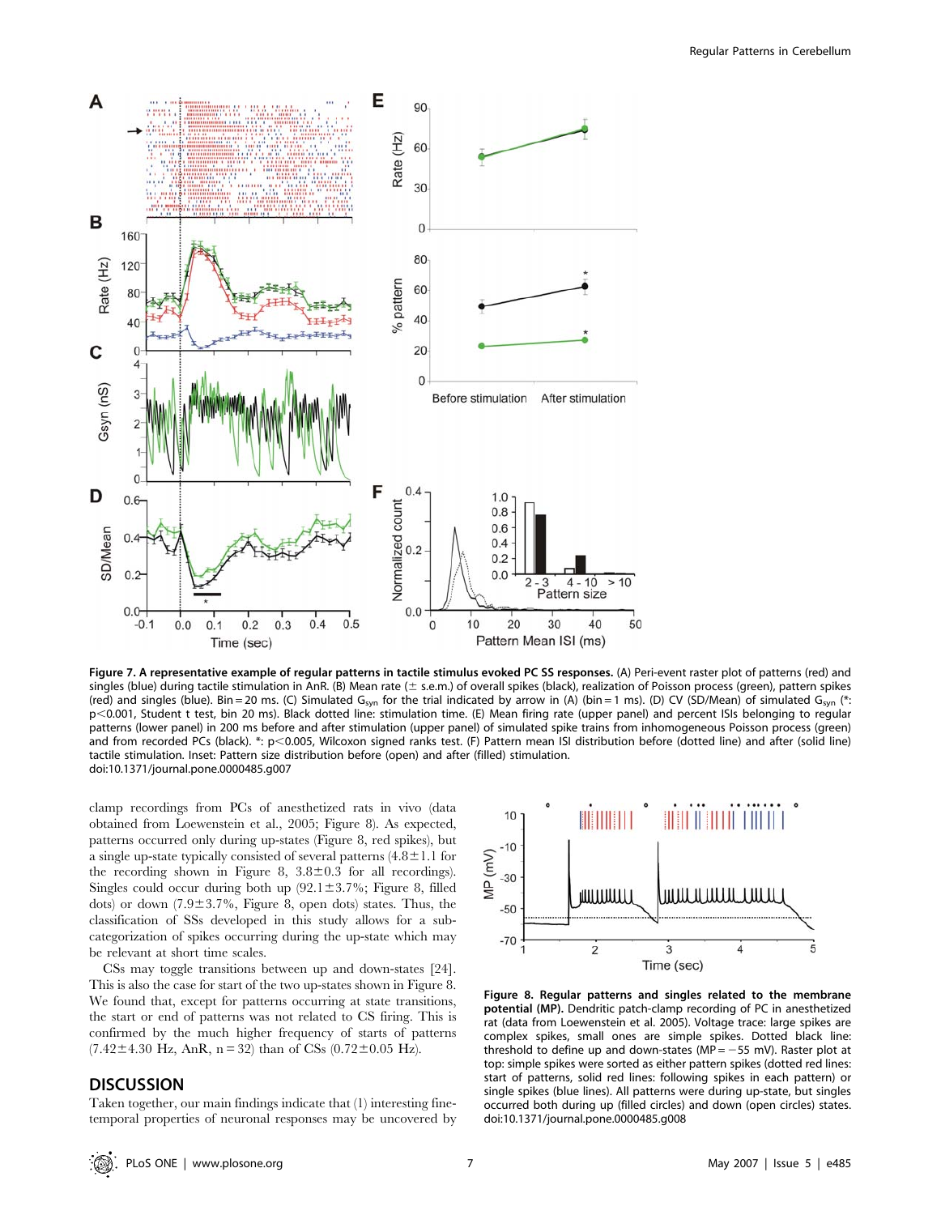**Figure 7. A representative example of regular patterns in tactile stimulus evoked PC SS responses.** (A) Peri-event raster plot of patterns (red) and singles (blue) during tactile stimulation in AnR. (B) Mean rate (± s.e.m.) of overall spikes (black), realization of Poisson process (green), pattern spikes (red) and singles (blue). Bin = 20 ms. (C) Simulated $G_{syn}$ for the trial indicated by arrow in (A) (bin = 1 ms). (D) CV (SD/Mean) of simulated $G_{syn}$ (*: $p<0.001$, Student t test, bin 20 ms). Black dotted line: stimulation time. (E) Mean firing rate (upper panel) and percent ISIs belonging to regular patterns (lower panel) in 200 ms before and after stimulation (upper panel) of simulated spike trains from inhomogeneous Poisson process (green) and from recorded PCs (black). *: $p<0.005$, Wilcoxon signed ranks test. (F) Pattern mean ISI distribution before (dotted line) and after (solid line) tactile stimulation. Inset: Pattern size distribution before (open) and after (filled) stimulation.
doi:10.1371/journal.pone.0000485.g007

clamp recordings from PCs of anesthetized rats in vivo (data obtained from Loewenstein et al., 2005; Figure 8). As expected, patterns occurred only during up-states (Figure 8, red spikes), but a single up-state typically consisted of several patterns (4.8±1.1 for the recording shown in Figure 8, 3.8±0.3 for all recordings). Singles could occur during both up (92.1±3.7%; Figure 8, filled dots) or down (7.9±3.7%, Figure 8, open dots) states. Thus, the classification of SSs developed in this study allows for a sub-categorization of spikes occurring during the up-state which may be relevant at short time scales.

CSs may toggle transitions between up and down-states [24]. This is also the case for start of the two up-states shown in Figure 8. We found that, except for patterns occurring at state transitions, the start or end of patterns was not related to CS firing. This is confirmed by the much higher frequency of starts of patterns (7.42±4.30 Hz, AnR, n = 32) than of CSs (0.72±0.05 Hz).

**Figure 8. Regular patterns and singles related to the membrane potential (MP).** Dendritic patch-clamp recording of PC in anesthetized rat (data from Loewenstein et al. 2005). Voltage trace: large spikes are complex spikes, small ones are simple spikes. Dotted black line: threshold to define up and down-states (MP = −55 mV). Raster plot at top: simple spikes were sorted as either pattern spikes (dotted red lines: start of patterns, solid red lines: following spikes in each pattern) or single spikes (blue lines). All patterns were during up-state, but singles occurred both during up (filled circles) and down (open circles) states.
doi:10.1371/journal.pone.0000485.g008

## DISCUSSION

Taken together, our main findings indicate that (1) interesting fine-temporal properties of neuronal responses may be uncovered by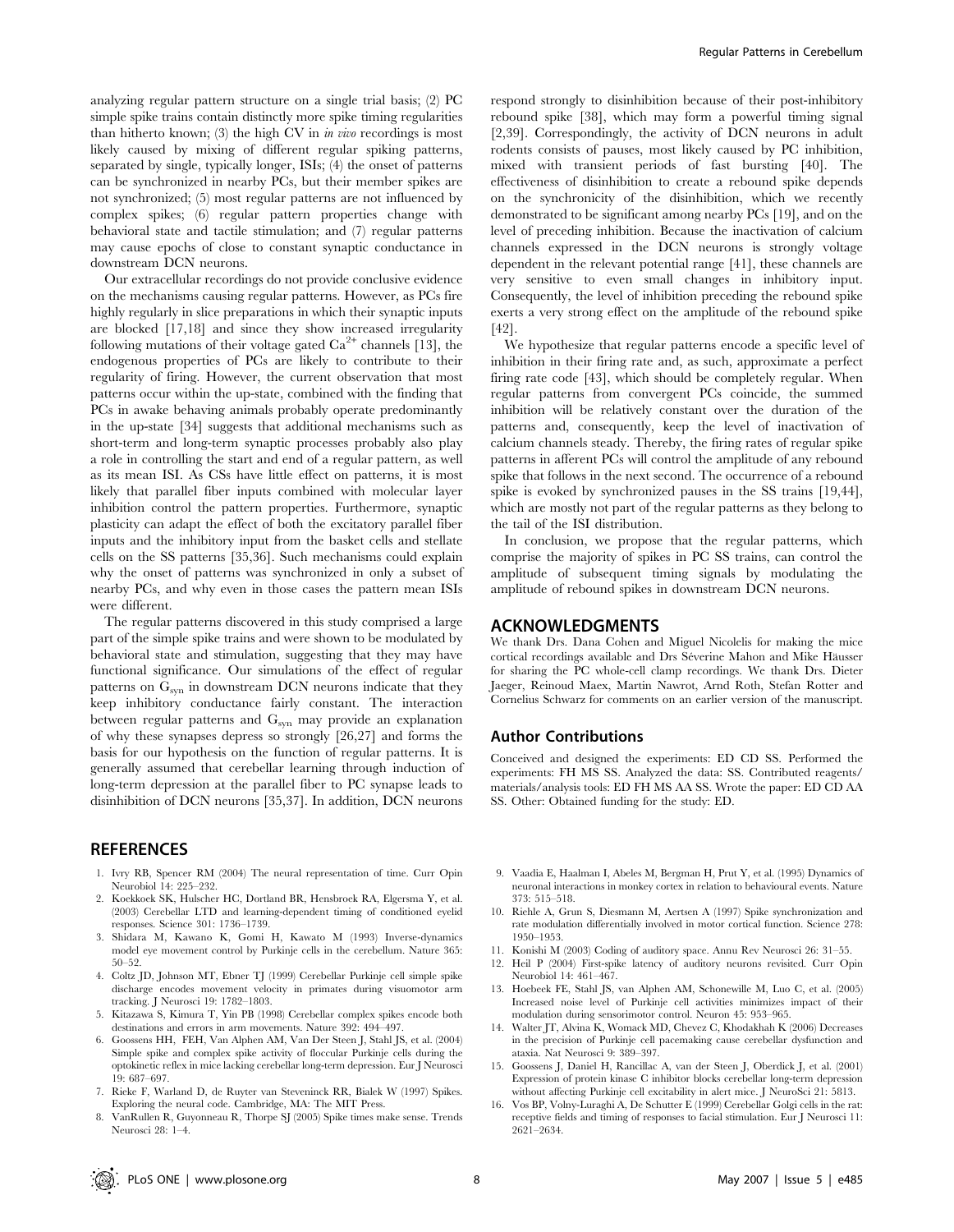analyzing regular pattern structure on a single trial basis; (2) PC simple spike trains contain distinctly more spike timing regularities than hitherto known; (3) the high CV in *in vivo* recordings is most likely caused by mixing of different regular spiking patterns, separated by single, typically longer, ISIs; (4) the onset of patterns can be synchronized in nearby PCs, but their member spikes are not synchronized; (5) most regular patterns are not influenced by complex spikes; (6) regular pattern properties change with behavioral state and tactile stimulation; and (7) regular patterns may cause epochs of close to constant synaptic conductance in downstream DCN neurons.

Our extracellular recordings do not provide conclusive evidence on the mechanisms causing regular patterns. However, as PCs fire highly regularly in slice preparations in which their synaptic inputs are blocked [17,18] and since they show increased irregularity following mutations of their voltage gated $Ca^{2+}$ channels [13], the endogenous properties of PCs are likely to contribute to their regularity of firing. However, the current observation that most patterns occur within the up-state, combined with the finding that PCs in awake behaving animals probably operate predominantly in the up-state [34] suggests that additional mechanisms such as short-term and long-term synaptic processes probably also play a role in controlling the start and end of a regular pattern, as well as its mean ISI. As CSs have little effect on patterns, it is most likely that parallel fiber inputs combined with molecular layer inhibition control the pattern properties. Furthermore, synaptic plasticity can adapt the effect of both the excitatory parallel fiber inputs and the inhibitory input from the basket cells and stellate cells on the SS patterns [35,36]. Such mechanisms could explain why the onset of patterns was synchronized in only a subset of nearby PCs, and why even in those cases the pattern mean ISIs were different.

The regular patterns discovered in this study comprised a large part of the simple spike trains and were shown to be modulated by behavioral state and stimulation, suggesting that they may have functional significance. Our simulations of the effect of regular patterns on $G_{syn}$ in downstream DCN neurons indicate that they keep inhibitory conductance fairly constant. The interaction between regular patterns and $G_{syn}$ may provide an explanation of why these synapses depress so strongly [26,27] and forms the basis for our hypothesis on the function of regular patterns. It is generally assumed that cerebellar learning through induction of long-term depression at the parallel fiber to PC synapse leads to disinhibition of DCN neurons [35,37]. In addition, DCN neurons respond strongly to disinhibition because of their post-inhibitory rebound spike [38], which may form a powerful timing signal [2,39]. Correspondingly, the activity of DCN neurons in adult rodents consists of pauses, most likely caused by PC inhibition, mixed with transient periods of fast bursting [40]. The effectiveness of disinhibition to create a rebound spike depends on the synchronicity of the disinhibition, which we recently demonstrated to be significant among nearby PCs [19], and on the level of preceding inhibition. Because the inactivation of calcium channels expressed in the DCN neurons is strongly voltage dependent in the relevant potential range [41], these channels are very sensitive to even small changes in inhibitory input. Consequently, the level of inhibition preceding the rebound spike exerts a very strong effect on the amplitude of the rebound spike [42].

We hypothesize that regular patterns encode a specific level of inhibition in their firing rate and, as such, approximate a perfect firing rate code [43], which should be completely regular. When regular patterns from convergent PCs coincide, the summed inhibition will be relatively constant over the duration of the patterns and, consequently, keep the level of inactivation of calcium channels steady. Thereby, the firing rates of regular spike patterns in afferent PCs will control the amplitude of any rebound spike that follows in the next second. The occurrence of a rebound spike is evoked by synchronized pauses in the SS trains [19,44], which are mostly not part of the regular patterns as they belong to the tail of the ISI distribution.

In conclusion, we propose that the regular patterns, which comprise the majority of spikes in PC SS trains, can control the amplitude of subsequent timing signals by modulating the amplitude of rebound spikes in downstream DCN neurons.

## ACKNOWLEDGMENTS

We thank Drs. Dana Cohen and Miguel Nicolelis for making the mice cortical recordings available and Drs Séverine Mahon and Mike Häusser for sharing the PC whole-cell clamp recordings. We thank Drs. Dieter Jaeger, Reinoud Maex, Martin Nawrot, Arnd Roth, Stefan Rotter and Cornelius Schwarz for comments on an earlier version of the manuscript.

### Author Contributions

Conceived and designed the experiments: ED CD SS. Performed the experiments: FH MS SS. Analyzed the data: SS. Contributed reagents/materials/analysis tools: ED FH MS AA SS. Wrote the paper: ED CD AA SS. Other: Obtained funding for the study: ED.

## REFERENCES

1. Ivry RB, Spencer RM (2004) The neural representation of time. Curr Opin Neurobiol 14: 225–232.
2. Koekkoek SK, Hulscher HC, Dortland BR, Hensbroek RA, Elgersma Y, et al. (2003) Cerebellar LTD and learning-dependent timing of conditioned eyelid responses. Science 301: 1736–1739.
3. Shidara M, Kawano K, Gomi H, Kawato M (1993) Inverse-dynamics model eye movement control by Purkinje cells in the cerebellum. Nature 365: 50–52.
4. Coltz JD, Johnson MT, Ebner TJ (1999) Cerebellar Purkinje cell simple spike discharge encodes movement velocity in primates during visuomotor arm tracking. J Neurosci 19: 1782–1803.
5. Kitazawa S, Kimura T, Yin PB (1998) Cerebellar complex spikes encode both destinations and errors in arm movements. Nature 392: 494–497.
6. Goossens HH, FEH, Van Alphen AM, Van Der Steen J, Stahl JS, et al. (2004) Simple spike and complex spike activity of floccular Purkinje cells during the optokinetic reflex in mice lacking cerebellar long-term depression. Eur J Neurosci 19: 687–697.
7. Rieke F, Warland D, de Ruyter van Steveninck RR, Bialek W (1997) Spikes. Exploring the neural code. Cambridge, MA: The MIT Press.
8. VanRullen R, Guyonneau R, Thorpe SJ (2005) Spike times make sense. Trends Neurosci 28: 1–4.
9. Vaadia E, Haalman I, Abeles M, Bergman H, Prut Y, et al. (1995) Dynamics of neuronal interactions in monkey cortex in relation to behavioural events. Nature 373: 515–518.
10. Riehle A, Grun S, Diesmann M, Aertsen A (1997) Spike synchronization and rate modulation differentially involved in motor cortical function. Science 278: 1950–1953.
11. Konishi M (2003) Coding of auditory space. Annu Rev Neurosci 26: 31–55.
12. Heil P (2004) First-spike latency of auditory neurons revisited. Curr Opin Neurobiol 14: 461–467.
13. Hoebeek FE, Stahl JS, van Alphen AM, Schonewille M, Luo C, et al. (2005) Increased noise level of Purkinje cell activities minimizes impact of their modulation during sensorimotor control. Neuron 45: 953–965.
14. Walter JT, Alvina K, Womack MD, Chevez C, Khodakhah K (2006) Decreases in the precision of Purkinje cell pacemaking cause cerebellar dysfunction and ataxia. Nat Neurosci 9: 389–397.
15. Goossens J, Daniel H, Rancillac A, van der Steen J, Oberdick J, et al. (2001) Expression of protein kinase C inhibitor blocks cerebellar long-term depression without affecting Purkinje cell excitability in alert mice. J NeuroSci 21: 5813.
16. Vos BP, Volny-Luraghi A, De Schutter E (1999) Cerebellar Golgi cells in the rat: receptive fields and timing of responses to facial stimulation. Eur J Neurosci 11: 2621–2634.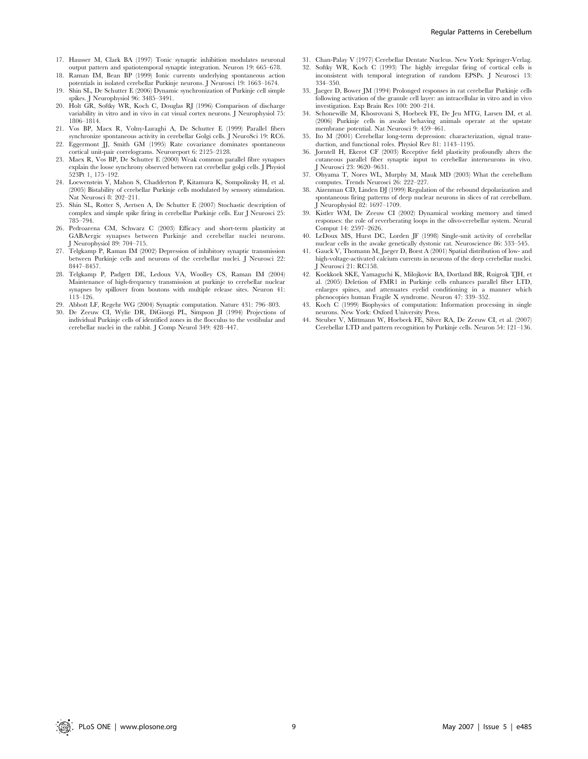17. Hausser M, Clark BA (1997) Tonic synaptic inhibition modulates neuronal output pattern and spatiotemporal synaptic integration. Neuron 19: 665–678.
18. Raman IM, Bean BP (1999) Ionic currents underlying spontaneous action potentials in isolated cerebellar Purkinje neurons. J Neurosci 19: 1663–1674.
19. Shin SL, De Schutter E (2006) Dynamic synchronization of Purkinje cell simple spikes. J Neurophysiol 96: 3485–3491.
20. Holt GR, Softky WR, Koch C, Douglas RJ (1996) Comparison of discharge variability in vitro and in vivo in cat visual cortex neurons. J Neurophysiol 75: 1806–1814.
21. Vos BP, Maex R, Volny-Luraghi A, De Schutter E (1999) Parallel fibers synchronize spontaneous activity in cerebellar Golgi cells. J NeuroSci 19: RC6.
22. Eggermont JJ, Smith GM (1995) Rate covariance dominates spontaneous cortical unit-pair correlograms. Neuroreport 6: 2125–2128.
23. Maex R, Vos BP, De Schutter E (2000) Weak common parallel fibre synapses explain the loose synchrony observed between rat cerebellar golgi cells. J Physiol 523Pt 1, 175–192.
24. Loewenstein Y, Mahon S, Chadderton P, Kitamura K, Sompolinsky H, et al. (2005) Bistability of cerebellar Purkinje cells modulated by sensory stimulation. Nat Neurosci 8: 202–211.
25. Shin SL, Rotter S, Aertsen A, De Schutter E (2007) Stochastic description of complex and simple spike firing in cerebellar Purkinje cells. Eur J Neurosci 25: 785–794.
26. Pedroarena CM, Schwarz C (2003) Efficacy and short-term plasticity at GABAergic synapses between Purkinje and cerebellar nuclei neurons. J Neurophysiol 89: 704–715.
27. Telgkamp P, Raman IM (2002) Depression of inhibitory synaptic transmission between Purkinje cells and neurons of the cerebellar nuclei. J Neurosci 22: 8447–8457.
28. Telgkamp P, Padgett DE, Ledoux VA, Woolley CS, Raman IM (2004) Maintenance of high-frequency transmission at purkinje to cerebellar nuclear synapses by spillover from boutons with multiple release sites. Neuron 41: 113–126.
29. Abbott LF, Regehr WG (2004) Synaptic computation. Nature 431: 796–803.
30. De Zeeuw CI, Wylie DR, DiGiorgi PL, Simpson JI (1994) Projections of individual Purkinje cells of identified zones in the flocculus to the vestibular and cerebellar nuclei in the rabbit. J Comp Neurol 349: 428–447.
31. Chan-Palay V (1977) Cerebellar Dentate Nucleus. New York: Springer-Verlag.
32. Softky WR, Koch C (1993) The highly irregular firing of cortical cells is inconsistent with temporal integration of random EPSPs. J Neurosci 13: 334–350.
33. Jaeger D, Bower JM (1994) Prolonged responses in rat cerebellar Purkinje cells following activation of the granule cell layer: an intracellular in vitro and in vivo investigation. Exp Brain Res 100: 200–214.
34. Schonewille M, Khosrovani S, Hoebeek FE, De Jeu MTG, Larsen IM, et al. (2006) Purkinje cells in awake behaving animals operate at the upstate membrane potential. Nat Neurosci 9: 459–461.
35. Ito M (2001) Cerebellar long-term depression: characterization, signal transduction, and functional roles. Physiol Rev 81: 1143–1195.
36. Jorntell H, Ekerot CF (2003) Receptive field plasticity profoundly alters the cutaneous parallel fiber synaptic input to cerebellar interneurons in vivo. J Neurosci 23: 9620–9631.
37. Ohyama T, Nores WL, Murphy M, Mauk MD (2003) What the cerebellum computes. Trends Neurosci 26: 222–227.
38. Aizenman CD, Linden DJ (1999) Regulation of the rebound depolarization and spontaneous firing patterns of deep nuclear neurons in slices of rat cerebellum. J Neurophysiol 82: 1697–1709.
39. Kistler WM, De Zeeuw CI (2002) Dynamical working memory and timed responses: the role of reverberating loops in the olivo-cerebellar system. Neural Comput 14: 2597–2626.
40. LeDoux MS, Hurst DC, Lorden JF (1998) Single-unit activity of cerebellar nuclear cells in the awake genetically dystonic rat. Neuroscience 86: 533–545.
41. Gauck V, Thomann M, Jaeger D, Borst A (2001) Spatial distribution of low- and high-voltage-activated calcium currents in neurons of the deep cerebellar nuclei. J Neurosci 21: RC158.
42. Koekkoek SKE, Yamaguchi K, Milojkovic BA, Dortland BR, Ruigrok TJH, et al. (2005) Deletion of FMR1 in Purkinje cells enhances parallel fiber LTD, enlarges spines, and attenuates eyelid conditioning in a manner which phenocopies human Fragile X syndrome. Neuron 47: 339–352.
43. Koch C (1999) Biophysics of computation: Information processing in single neurons. New York: Oxford University Press.
44. Steuber V, Mittmann W, Hoebeek FE, Silver RA, De Zeeuw CI, et al. (2007) Cerebellar LTD and pattern recognition by Purkinje cells. Neuron 54: 121–136.